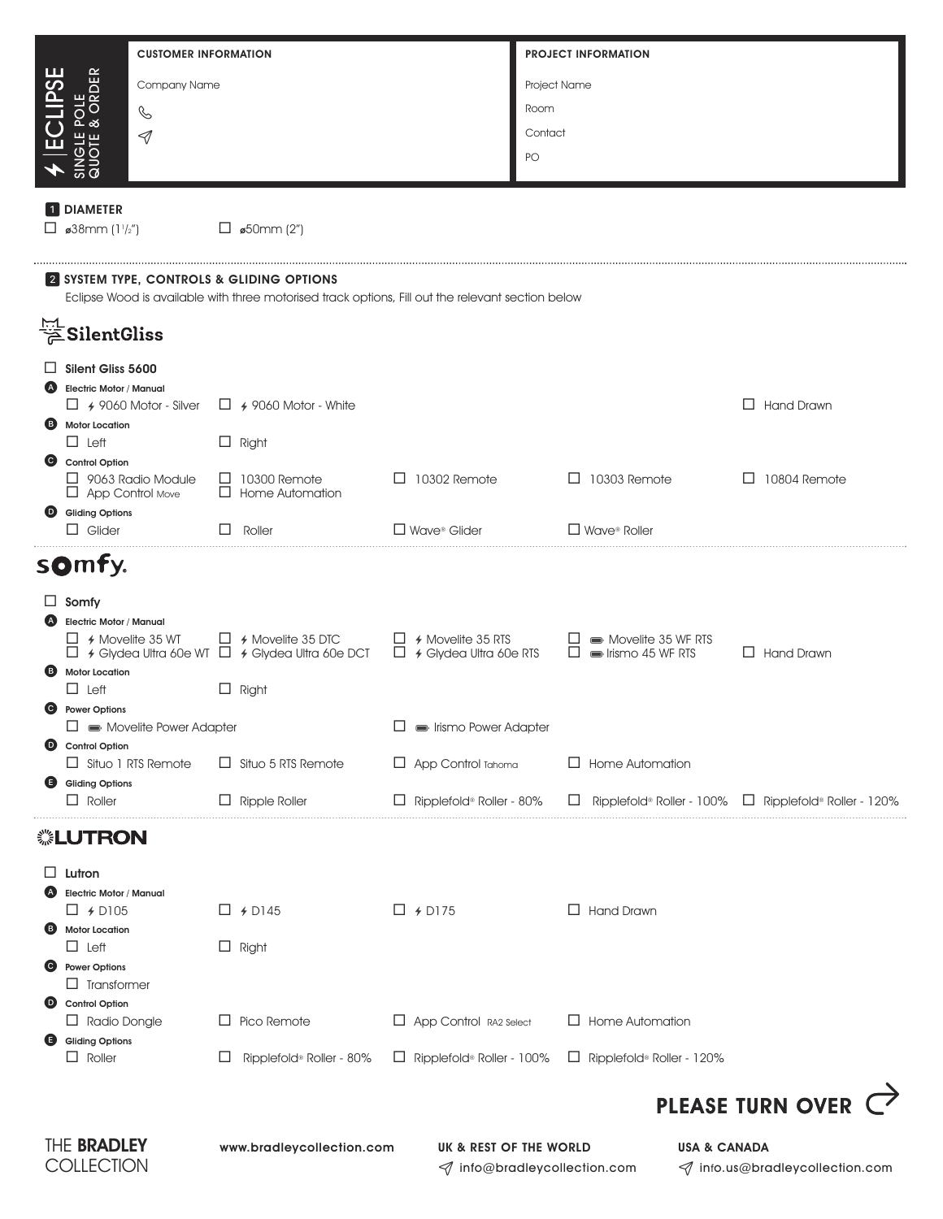# ECLIPSE

SINGLE POLE
QUOTE & ORDER

**CUSTOMER INFORMATION**

Company Name

**PROJECT INFORMATION**

Project Name

Room

Contact

PO

## 1 DIAMETER

☐ ø38mm (1½")
☐ ø50mm (2")

## 2 SYSTEM TYPE, CONTROLS & GLIDING OPTIONS

Eclipse Wood is available with three motorised track options, Fill out the relevant section below

### SilentGliss

☐ **Silent Gliss 5600**

**A Electric Motor / Manual**

☐ 9060 Motor - Silver
☐ 9060 Motor - White
☐ Hand Drawn

**B Motor Location**

☐ Left
☐ Right

**C Control Option**

☐ 9063 Radio Module
☐ App Control Move
☐ 10300 Remote
☐ Home Automation
☐ 10302 Remote
☐ 10303 Remote
☐ 10804 Remote

**D Gliding Options**

☐ Glider
☐ Roller
☐ Wave® Glider
☐ Wave® Roller

### somfy.

☐ **Somfy**

**A Electric Motor / Manual**

☐ Movelite 35 WT
☐ Glydea Ultra 60e WT
☐ Movelite 35 DTC
☐ Glydea Ultra 60e DCT
☐ Movelite 35 RTS
☐ Glydea Ultra 60e RTS
☐ Movelite 35 WF RTS
☐ Irismo 45 WF RTS
☐ Hand Drawn

**B Motor Location**

☐ Left
☐ Right

**C Power Options**

☐ Movelite Power Adapter
☐ Irismo Power Adapter

**D Control Option**

☐ Situo 1 RTS Remote
☐ Situo 5 RTS Remote
☐ App Control Tahoma
☐ Home Automation

**E Gliding Options**

☐ Roller
☐ Ripple Roller
☐ Ripplefold® Roller - 80%
☐ Ripplefold® Roller - 100%
☐ Ripplefold® Roller - 120%

### LUTRON

☐ **Lutron**

**A Electric Motor / Manual**

☐ D105
☐ D145
☐ D175
☐ Hand Drawn

**B Motor Location**

☐ Left
☐ Right

**C Power Options**

☐ Transformer

**D Control Option**

☐ Radio Dongle
☐ Pico Remote
☐ App Control RA2 Select
☐ Home Automation

**E Gliding Options**

☐ Roller
☐ Ripplefold® Roller - 80%
☐ Ripplefold® Roller - 100%
☐ Ripplefold® Roller - 120%

**PLEASE TURN OVER**

THE **BRADLEY** COLLECTION

www.bradleycollection.com

**UK & REST OF THE WORLD**
info@bradleycollection.com

**USA & CANADA**
info.us@bradleycollection.com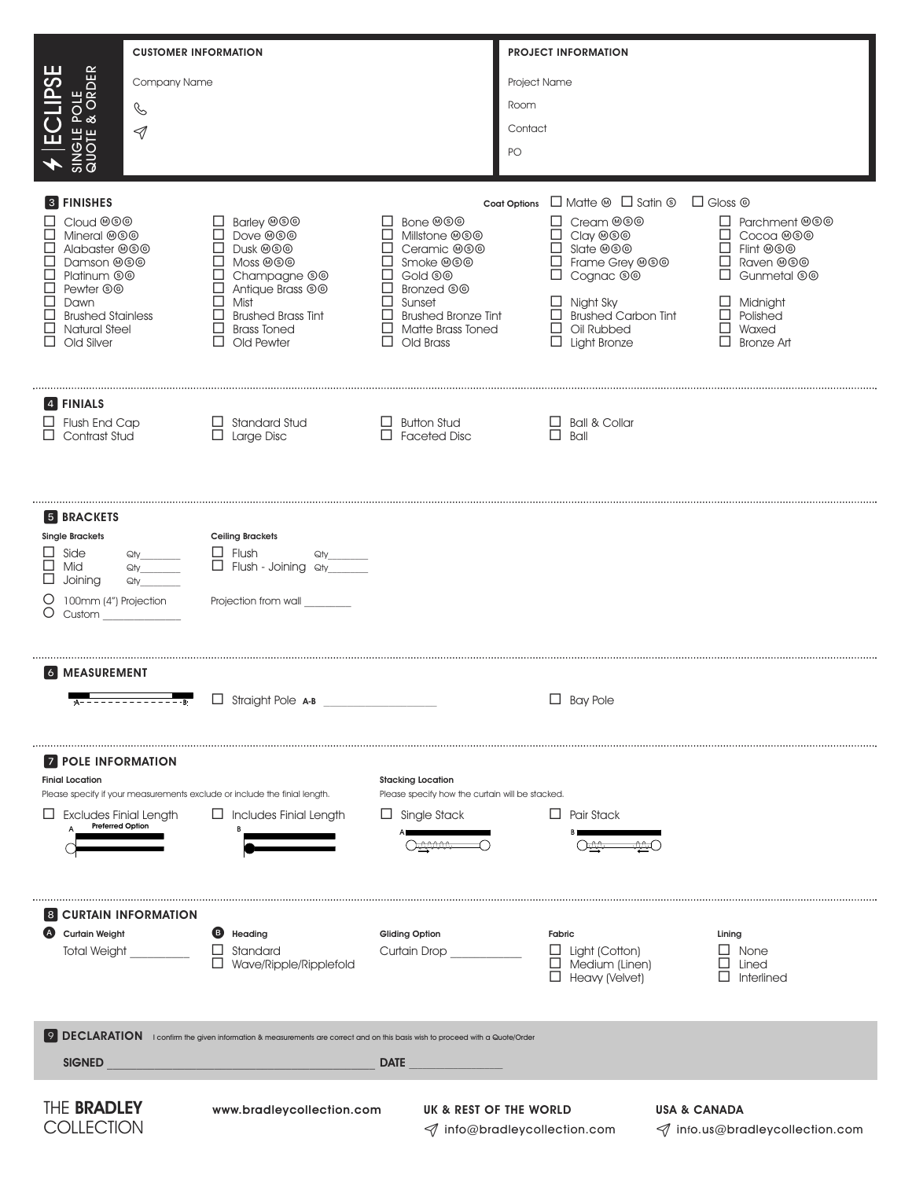# ECLIPSE
SINGLE POLE QUOTE & ORDER

**CUSTOMER INFORMATION**

Company Name

**PROJECT INFORMATION**

Project Name

Room

Contact

PO

## 3 FINISHES

**Coat Options** ☐ Matte Ⓜ ☐ Satin Ⓢ ☐ Gloss Ⓖ

- ☐ Cloud ⓂⓈⒼ
- ☐ Mineral ⓂⓈⒼ
- ☐ Alabaster ⓂⓈⒼ
- ☐ Damson ⓂⓈⒼ
- ☐ Platinum ⓈⒼ
- ☐ Pewter ⓈⒼ
- ☐ Dawn
- ☐ Brushed Stainless
- ☐ Natural Steel
- ☐ Old Silver
- ☐ Barley ⓂⓈⒼ
- ☐ Dove ⓂⓈⒼ
- ☐ Dusk ⓂⓈⒼ
- ☐ Moss ⓂⓈⒼ
- ☐ Champagne ⓈⒼ
- ☐ Antique Brass ⓈⒼ
- ☐ Mist
- ☐ Brushed Brass Tint
- ☐ Brass Toned
- ☐ Old Pewter
- ☐ Bone ⓂⓈⒼ
- ☐ Millstone ⓂⓈⒼ
- ☐ Ceramic ⓂⓈⒼ
- ☐ Smoke ⓂⓈⒼ
- ☐ Gold ⓈⒼ
- ☐ Bronzed ⓈⒼ
- ☐ Sunset
- ☐ Brushed Bronze Tint
- ☐ Matte Brass Toned
- ☐ Old Brass
- ☐ Cream ⓂⓈⒼ
- ☐ Clay ⓂⓈⒼ
- ☐ Slate ⓂⓈⒼ
- ☐ Frame Grey ⓂⓈⒼ
- ☐ Cognac ⓈⒼ
- ☐ Night Sky
- ☐ Brushed Carbon Tint
- ☐ Oil Rubbed
- ☐ Light Bronze
- ☐ Parchment ⓂⓈⒼ
- ☐ Cocoa ⓂⓈⒼ
- ☐ Flint ⓂⓈⒼ
- ☐ Raven ⓂⓈⒼ
- ☐ Gunmetal ⓈⒼ
- ☐ Midnight
- ☐ Polished
- ☐ Waxed
- ☐ Bronze Art

## 4 FINIALS

- ☐ Flush End Cap
- ☐ Contrast Stud
- ☐ Standard Stud
- ☐ Large Disc
- ☐ Button Stud
- ☐ Faceted Disc
- ☐ Ball & Collar
- ☐ Ball

## 5 BRACKETS

**Single Brackets**

- ☐ Side Qty________
- ☐ Mid Qty________
- ☐ Joining Qty________
- ○ 100mm (4") Projection
- ○ Custom _______________

**Ceiling Brackets**

- ☐ Flush Qty________
- ☐ Flush - Joining Qty________

Projection from wall _________

## 6 MEASUREMENT

A B

☐ Straight Pole **A-B** ____________________

☐ Bay Pole

## 7 POLE INFORMATION

**Finial Location**

Please specify if your measurements exclude or include the finial length.

- ☐ Excludes Finial Length — A — **Preferred Option**
- ☐ Includes Finial Length — B

**Stacking Location**

Please specify how the curtain will be stacked.

- ☐ Single Stack — A
- ☐ Pair Stack — B

## 8 CURTAIN INFORMATION

**A Curtain Weight**

Total Weight __________

**B Heading**

- ☐ Standard
- ☐ Wave/Ripple/Ripplefold

**Gliding Option**

Curtain Drop ____________

**Fabric**

- ☐ Light (Cotton)
- ☐ Medium (Linen)
- ☐ Heavy (Velvet)

**Lining**

- ☐ None
- ☐ Lined
- ☐ Interlined

## 9 DECLARATION

I confirm the given information & measurements are correct and on this basis wish to proceed with a Quote/Order

**SIGNED** ______________________________________________ **DATE** ________________

THE **BRADLEY** COLLECTION

www.bradleycollection.com

**UK & REST OF THE WORLD**
info@bradleycollection.com

**USA & CANADA**
info.us@bradleycollection.com